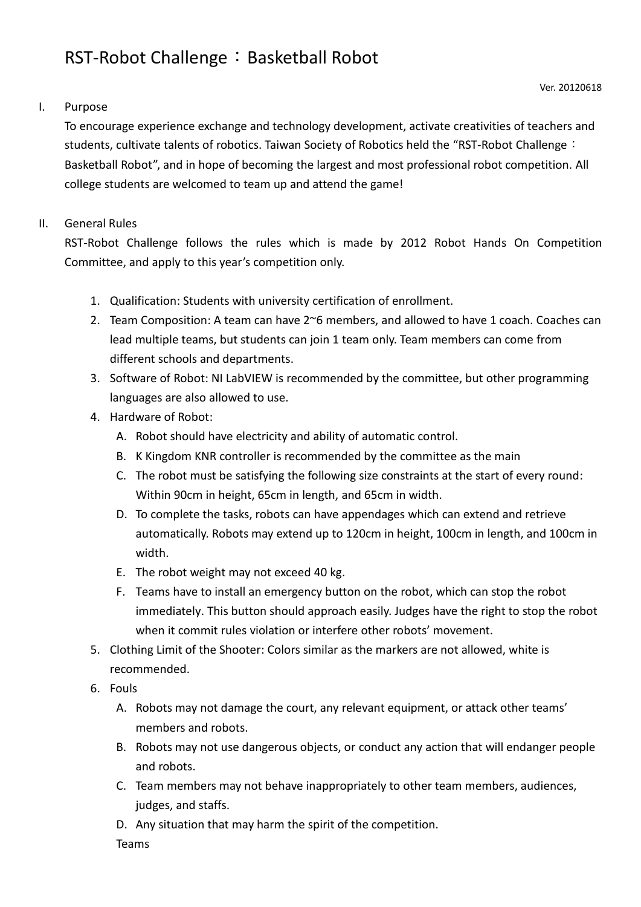# RST-Robot Challenge：Basketball Robot

Ver. 20120618

## I. Purpose

To encourage experience exchange and technology development, activate creativities of teachers and students, cultivate talents of robotics. Taiwan Society of Robotics held the "RST-Robot Challenge：Basketball Robot", and in hope of becoming the largest and most professional robot competition. All college students are welcomed to team up and attend the game!

## II. General Rules

RST-Robot Challenge follows the rules which is made by 2012 Robot Hands On Competition Committee, and apply to this year's competition only.

1. Qualification: Students with university certification of enrollment.
2. Team Composition: A team can have 2~6 members, and allowed to have 1 coach. Coaches can lead multiple teams, but students can join 1 team only. Team members can come from different schools and departments.
3. Software of Robot: NI LabVIEW is recommended by the committee, but other programming languages are also allowed to use.
4. Hardware of Robot:
   A. Robot should have electricity and ability of automatic control.
   B. K Kingdom KNR controller is recommended by the committee as the main
   C. The robot must be satisfying the following size constraints at the start of every round: Within 90cm in height, 65cm in length, and 65cm in width.
   D. To complete the tasks, robots can have appendages which can extend and retrieve automatically. Robots may extend up to 120cm in height, 100cm in length, and 100cm in width.
   E. The robot weight may not exceed 40 kg.
   F. Teams have to install an emergency button on the robot, which can stop the robot immediately. This button should approach easily. Judges have the right to stop the robot when it commit rules violation or interfere other robots' movement.
5. Clothing Limit of the Shooter: Colors similar as the markers are not allowed, white is recommended.
6. Fouls
   A. Robots may not damage the court, any relevant equipment, or attack other teams' members and robots.
   B. Robots may not use dangerous objects, or conduct any action that will endanger people and robots.
   C. Team members may not behave inappropriately to other team members, audiences, judges, and staffs.
   D. Any situation that may harm the spirit of the competition.

   Teams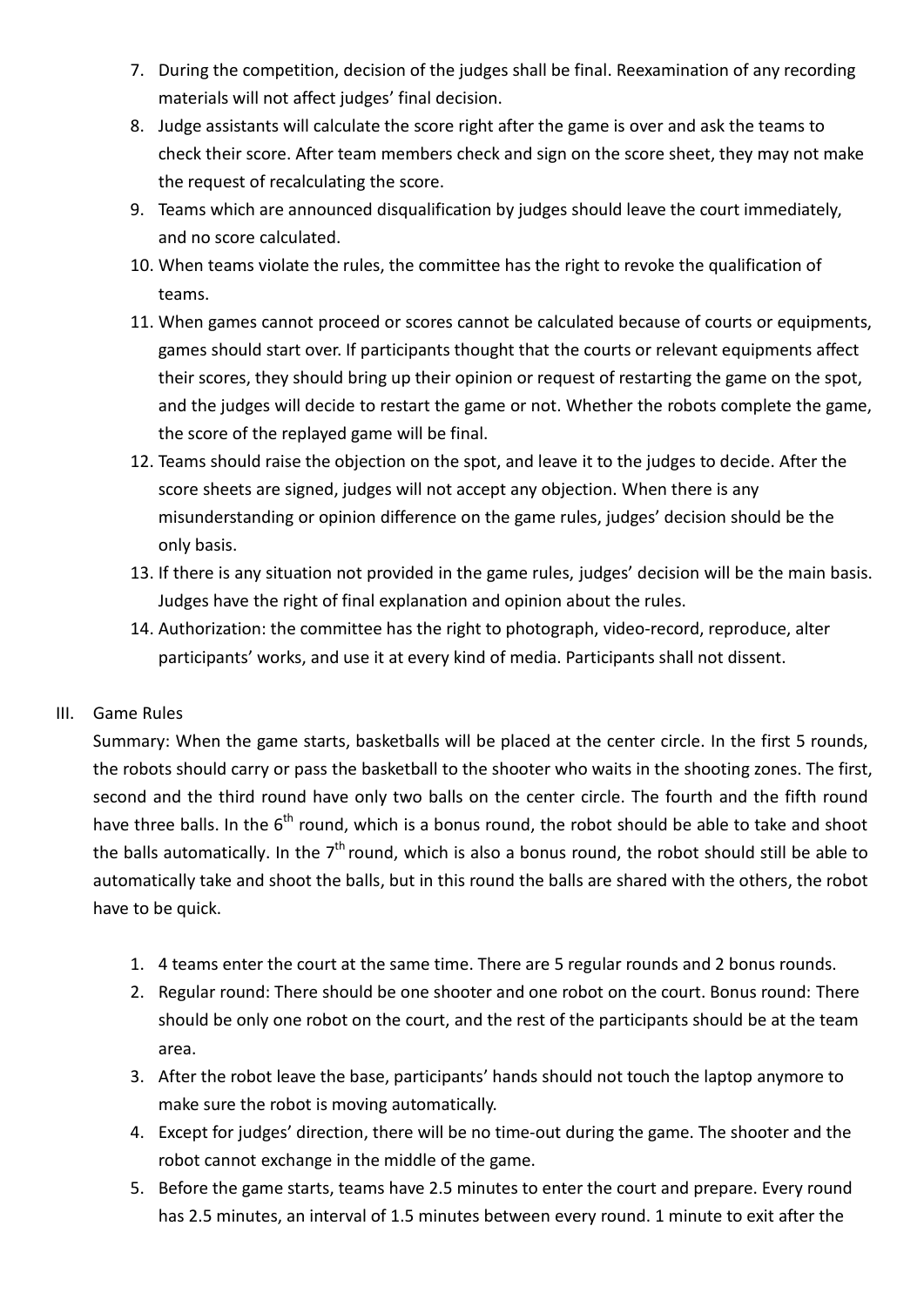7. During the competition, decision of the judges shall be final. Reexamination of any recording materials will not affect judges' final decision.
8. Judge assistants will calculate the score right after the game is over and ask the teams to check their score. After team members check and sign on the score sheet, they may not make the request of recalculating the score.
9. Teams which are announced disqualification by judges should leave the court immediately, and no score calculated.
10. When teams violate the rules, the committee has the right to revoke the qualification of teams.
11. When games cannot proceed or scores cannot be calculated because of courts or equipments, games should start over. If participants thought that the courts or relevant equipments affect their scores, they should bring up their opinion or request of restarting the game on the spot, and the judges will decide to restart the game or not. Whether the robots complete the game, the score of the replayed game will be final.
12. Teams should raise the objection on the spot, and leave it to the judges to decide. After the score sheets are signed, judges will not accept any objection. When there is any misunderstanding or opinion difference on the game rules, judges' decision should be the only basis.
13. If there is any situation not provided in the game rules, judges' decision will be the main basis. Judges have the right of final explanation and opinion about the rules.
14. Authorization: the committee has the right to photograph, video-record, reproduce, alter participants' works, and use it at every kind of media. Participants shall not dissent.

## III. Game Rules

Summary: When the game starts, basketballs will be placed at the center circle. In the first 5 rounds, the robots should carry or pass the basketball to the shooter who waits in the shooting zones. The first, second and the third round have only two balls on the center circle. The fourth and the fifth round have three balls. In the 6th round, which is a bonus round, the robot should be able to take and shoot the balls automatically. In the 7th round, which is also a bonus round, the robot should still be able to automatically take and shoot the balls, but in this round the balls are shared with the others, the robot have to be quick.

1. 4 teams enter the court at the same time. There are 5 regular rounds and 2 bonus rounds.
2. Regular round: There should be one shooter and one robot on the court. Bonus round: There should be only one robot on the court, and the rest of the participants should be at the team area.
3. After the robot leave the base, participants' hands should not touch the laptop anymore to make sure the robot is moving automatically.
4. Except for judges' direction, there will be no time-out during the game. The shooter and the robot cannot exchange in the middle of the game.
5. Before the game starts, teams have 2.5 minutes to enter the court and prepare. Every round has 2.5 minutes, an interval of 1.5 minutes between every round. 1 minute to exit after the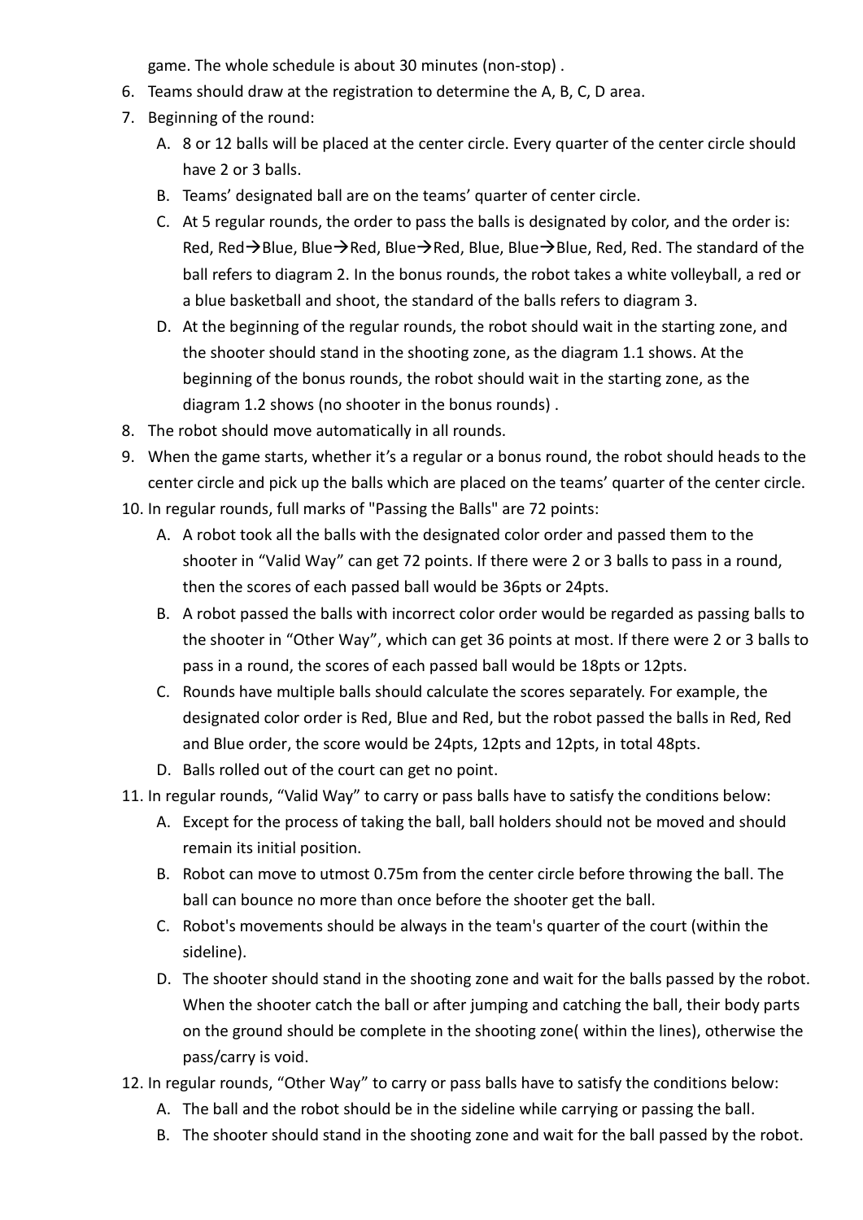game. The whole schedule is about 30 minutes (non-stop) .

6. Teams should draw at the registration to determine the A, B, C, D area.
7. Beginning of the round:
   A. 8 or 12 balls will be placed at the center circle. Every quarter of the center circle should have 2 or 3 balls.
   B. Teams' designated ball are on the teams' quarter of center circle.
   C. At 5 regular rounds, the order to pass the balls is designated by color, and the order is: Red, Red→Blue, Blue→Red, Blue→Red, Blue, Blue→Blue, Red, Red. The standard of the ball refers to diagram 2. In the bonus rounds, the robot takes a white volleyball, a red or a blue basketball and shoot, the standard of the balls refers to diagram 3.
   D. At the beginning of the regular rounds, the robot should wait in the starting zone, and the shooter should stand in the shooting zone, as the diagram 1.1 shows. At the beginning of the bonus rounds, the robot should wait in the starting zone, as the diagram 1.2 shows (no shooter in the bonus rounds) .
8. The robot should move automatically in all rounds.
9. When the game starts, whether it's a regular or a bonus round, the robot should heads to the center circle and pick up the balls which are placed on the teams' quarter of the center circle.
10. In regular rounds, full marks of "Passing the Balls" are 72 points:
    A. A robot took all the balls with the designated color order and passed them to the shooter in "Valid Way" can get 72 points. If there were 2 or 3 balls to pass in a round, then the scores of each passed ball would be 36pts or 24pts.
    B. A robot passed the balls with incorrect color order would be regarded as passing balls to the shooter in "Other Way", which can get 36 points at most. If there were 2 or 3 balls to pass in a round, the scores of each passed ball would be 18pts or 12pts.
    C. Rounds have multiple balls should calculate the scores separately. For example, the designated color order is Red, Blue and Red, but the robot passed the balls in Red, Red and Blue order, the score would be 24pts, 12pts and 12pts, in total 48pts.
    D. Balls rolled out of the court can get no point.
11. In regular rounds, "Valid Way" to carry or pass balls have to satisfy the conditions below:
    A. Except for the process of taking the ball, ball holders should not be moved and should remain its initial position.
    B. Robot can move to utmost 0.75m from the center circle before throwing the ball. The ball can bounce no more than once before the shooter get the ball.
    C. Robot's movements should be always in the team's quarter of the court (within the sideline).
    D. The shooter should stand in the shooting zone and wait for the balls passed by the robot. When the shooter catch the ball or after jumping and catching the ball, their body parts on the ground should be complete in the shooting zone( within the lines), otherwise the pass/carry is void.
12. In regular rounds, "Other Way" to carry or pass balls have to satisfy the conditions below:
    A. The ball and the robot should be in the sideline while carrying or passing the ball.
    B. The shooter should stand in the shooting zone and wait for the ball passed by the robot.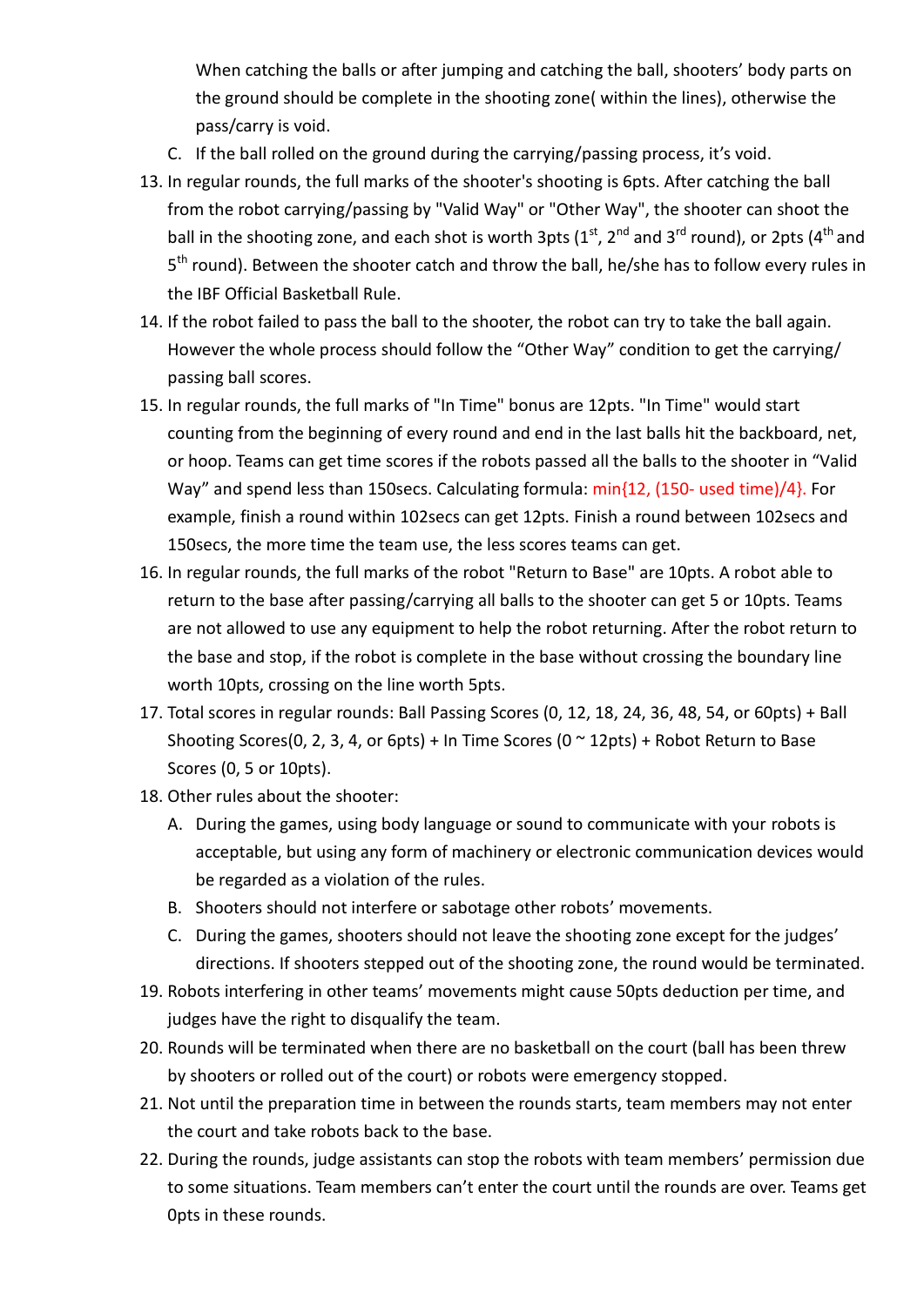When catching the balls or after jumping and catching the ball, shooters' body parts on the ground should be complete in the shooting zone( within the lines), otherwise the pass/carry is void.

C. If the ball rolled on the ground during the carrying/passing process, it's void.

13. In regular rounds, the full marks of the shooter's shooting is 6pts. After catching the ball from the robot carrying/passing by "Valid Way" or "Other Way", the shooter can shoot the ball in the shooting zone, and each shot is worth 3pts (1st, 2nd and 3rd round), or 2pts (4th and 5th round). Between the shooter catch and throw the ball, he/she has to follow every rules in the IBF Official Basketball Rule.
14. If the robot failed to pass the ball to the shooter, the robot can try to take the ball again. However the whole process should follow the "Other Way" condition to get the carrying/ passing ball scores.
15. In regular rounds, the full marks of "In Time" bonus are 12pts. "In Time" would start counting from the beginning of every round and end in the last balls hit the backboard, net, or hoop. Teams can get time scores if the robots passed all the balls to the shooter in "Valid Way" and spend less than 150secs. Calculating formula: min{12, (150- used time)/4}. For example, finish a round within 102secs can get 12pts. Finish a round between 102secs and 150secs, the more time the team use, the less scores teams can get.
16. In regular rounds, the full marks of the robot "Return to Base" are 10pts. A robot able to return to the base after passing/carrying all balls to the shooter can get 5 or 10pts. Teams are not allowed to use any equipment to help the robot returning. After the robot return to the base and stop, if the robot is complete in the base without crossing the boundary line worth 10pts, crossing on the line worth 5pts.
17. Total scores in regular rounds: Ball Passing Scores (0, 12, 18, 24, 36, 48, 54, or 60pts) + Ball Shooting Scores(0, 2, 3, 4, or 6pts) + In Time Scores (0 ~ 12pts) + Robot Return to Base Scores (0, 5 or 10pts).
18. Other rules about the shooter:
    A. During the games, using body language or sound to communicate with your robots is acceptable, but using any form of machinery or electronic communication devices would be regarded as a violation of the rules.
    B. Shooters should not interfere or sabotage other robots' movements.
    C. During the games, shooters should not leave the shooting zone except for the judges' directions. If shooters stepped out of the shooting zone, the round would be terminated.
19. Robots interfering in other teams' movements might cause 50pts deduction per time, and judges have the right to disqualify the team.
20. Rounds will be terminated when there are no basketball on the court (ball has been threw by shooters or rolled out of the court) or robots were emergency stopped.
21. Not until the preparation time in between the rounds starts, team members may not enter the court and take robots back to the base.
22. During the rounds, judge assistants can stop the robots with team members' permission due to some situations. Team members can't enter the court until the rounds are over. Teams get 0pts in these rounds.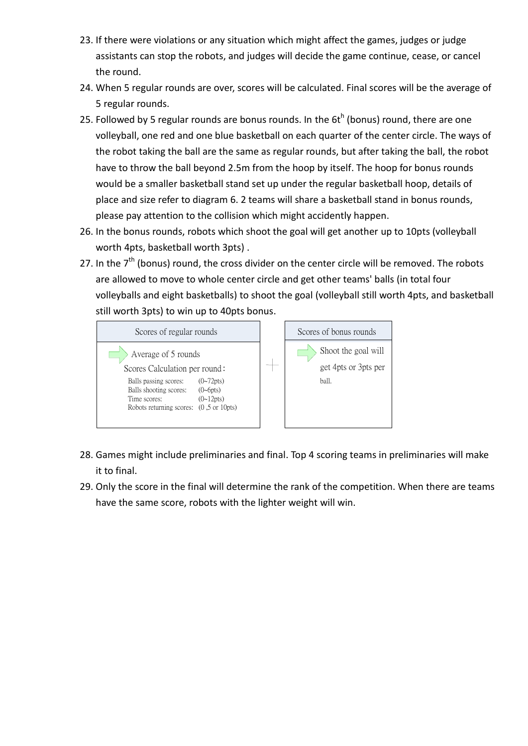23. If there were violations or any situation which might affect the games, judges or judge assistants can stop the robots, and judges will decide the game continue, cease, or cancel the round.
24. When 5 regular rounds are over, scores will be calculated. Final scores will be the average of 5 regular rounds.
25. Followed by 5 regular rounds are bonus rounds. In the 6th (bonus) round, there are one volleyball, one red and one blue basketball on each quarter of the center circle. The ways of the robot taking the ball are the same as regular rounds, but after taking the ball, the robot have to throw the ball beyond 2.5m from the hoop by itself. The hoop for bonus rounds would be a smaller basketball stand set up under the regular basketball hoop, details of place and size refer to diagram 6. 2 teams will share a basketball stand in bonus rounds, please pay attention to the collision which might accidently happen.
26. In the bonus rounds, robots which shoot the goal will get another up to 10pts (volleyball worth 4pts, basketball worth 3pts) .
27. In the 7th (bonus) round, the cross divider on the center circle will be removed. The robots are allowed to move to whole center circle and get other teams' balls (in total four volleyballs and eight basketballs) to shoot the goal (volleyball still worth 4pts, and basketball still worth 3pts) to win up to 40pts bonus.

| Scores of regular rounds | + | Scores of bonus rounds |
|---|---|---|
| Average of 5 rounds<br>Scores Calculation per round：<br>Balls passing scores: (0~72pts)<br>Balls shooting scores: (0~6pts)<br>Time scores: (0~12pts)<br>Robots returning scores: (0 ,5 or 10pts) | | Shoot the goal will get 4pts or 3pts per ball. |

28. Games might include preliminaries and final. Top 4 scoring teams in preliminaries will make it to final.
29. Only the score in the final will determine the rank of the competition. When there are teams have the same score, robots with the lighter weight will win.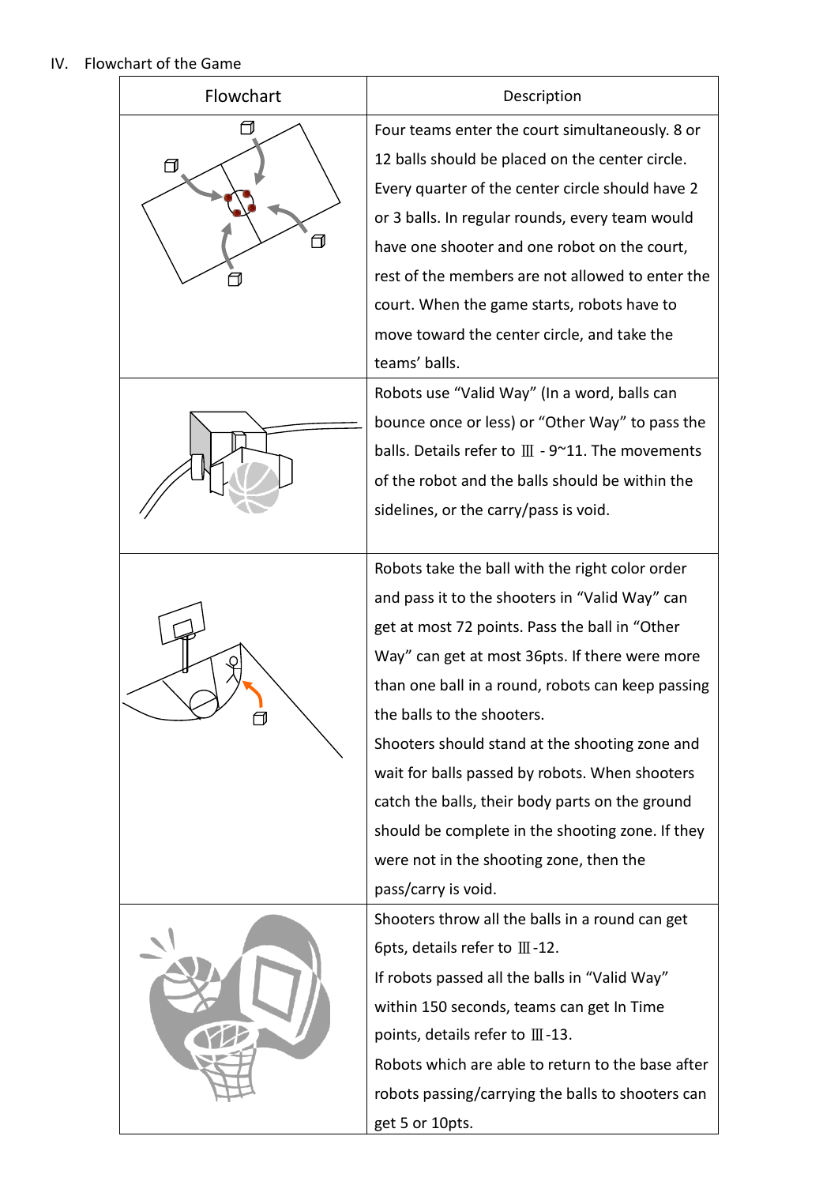IV. Flowchart of the Game

| Flowchart | Description |
| --- | --- |
| | Four teams enter the court simultaneously. 8 or 12 balls should be placed on the center circle. Every quarter of the center circle should have 2 or 3 balls. In regular rounds, every team would have one shooter and one robot on the court, rest of the members are not allowed to enter the court. When the game starts, robots have to move toward the center circle, and take the teams' balls. |
| | Robots use "Valid Way" (In a word, balls can bounce once or less) or "Other Way" to pass the balls. Details refer to Ⅲ - 9~11. The movements of the robot and the balls should be within the sidelines, or the carry/pass is void. |
| | Robots take the ball with the right color order and pass it to the shooters in "Valid Way" can get at most 72 points. Pass the ball in "Other Way" can get at most 36pts. If there were more than one ball in a round, robots can keep passing the balls to the shooters.<br>Shooters should stand at the shooting zone and wait for balls passed by robots. When shooters catch the balls, their body parts on the ground should be complete in the shooting zone. If they were not in the shooting zone, then the pass/carry is void. |
| | Shooters throw all the balls in a round can get 6pts, details refer to Ⅲ-12.<br>If robots passed all the balls in "Valid Way" within 150 seconds, teams can get In Time points, details refer to Ⅲ-13.<br>Robots which are able to return to the base after robots passing/carrying the balls to shooters can get 5 or 10pts. |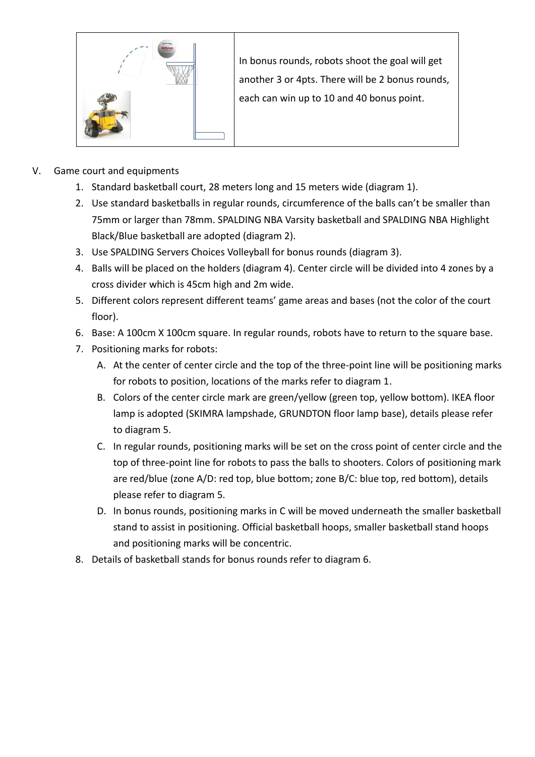| | In bonus rounds, robots shoot the goal will get another 3 or 4pts. There will be 2 bonus rounds, each can win up to 10 and 40 bonus point. |
|---|---|

V. Game court and equipments

1. Standard basketball court, 28 meters long and 15 meters wide (diagram 1).
2. Use standard basketballs in regular rounds, circumference of the balls can't be smaller than 75mm or larger than 78mm. SPALDING NBA Varsity basketball and SPALDING NBA Highlight Black/Blue basketball are adopted (diagram 2).
3. Use SPALDING Servers Choices Volleyball for bonus rounds (diagram 3).
4. Balls will be placed on the holders (diagram 4). Center circle will be divided into 4 zones by a cross divider which is 45cm high and 2m wide.
5. Different colors represent different teams' game areas and bases (not the color of the court floor).
6. Base: A 100cm X 100cm square. In regular rounds, robots have to return to the square base.
7. Positioning marks for robots:
   A. At the center of center circle and the top of the three-point line will be positioning marks for robots to position, locations of the marks refer to diagram 1.
   B. Colors of the center circle mark are green/yellow (green top, yellow bottom). IKEA floor lamp is adopted (SKIMRA lampshade, GRUNDTON floor lamp base), details please refer to diagram 5.
   C. In regular rounds, positioning marks will be set on the cross point of center circle and the top of three-point line for robots to pass the balls to shooters. Colors of positioning mark are red/blue (zone A/D: red top, blue bottom; zone B/C: blue top, red bottom), details please refer to diagram 5.
   D. In bonus rounds, positioning marks in C will be moved underneath the smaller basketball stand to assist in positioning. Official basketball hoops, smaller basketball stand hoops and positioning marks will be concentric.
8. Details of basketball stands for bonus rounds refer to diagram 6.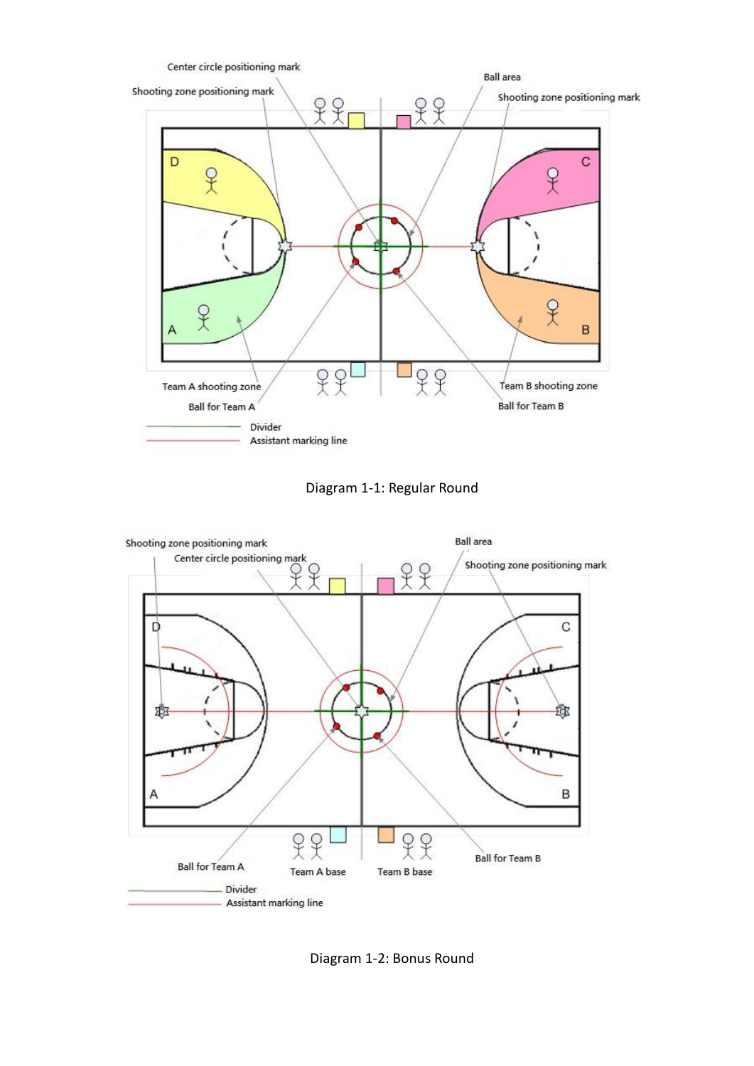Center circle positioning mark

Shooting zone positioning mark

Ball area

Shooting zone positioning mark

Team A shooting zone

Ball for Team A

Team B shooting zone

Ball for Team B

Divider

Assistant marking line

Diagram 1-1: Regular Round

Shooting zone positioning mark

Center circle positioning mark

Ball area

Shooting zone positioning mark

Ball for Team A

Team A base

Team B base

Ball for Team B

Divider

Assistant marking line

Diagram 1-2: Bonus Round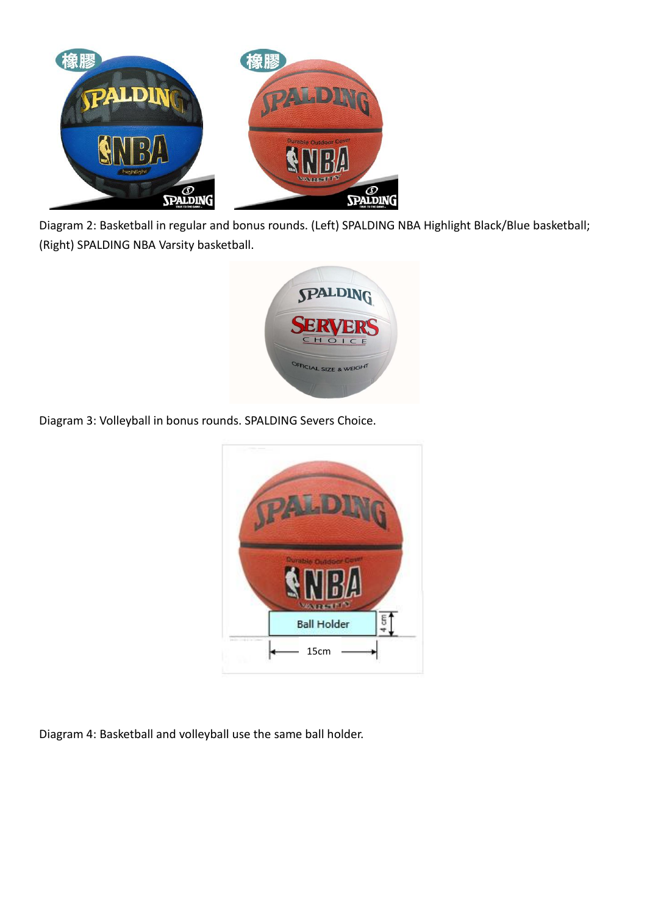Diagram 2: Basketball in regular and bonus rounds. (Left) SPALDING NBA Highlight Black/Blue basketball; (Right) SPALDING NBA Varsity basketball.

Diagram 3: Volleyball in bonus rounds. SPALDING Severs Choice.

Diagram 4: Basketball and volleyball use the same ball holder.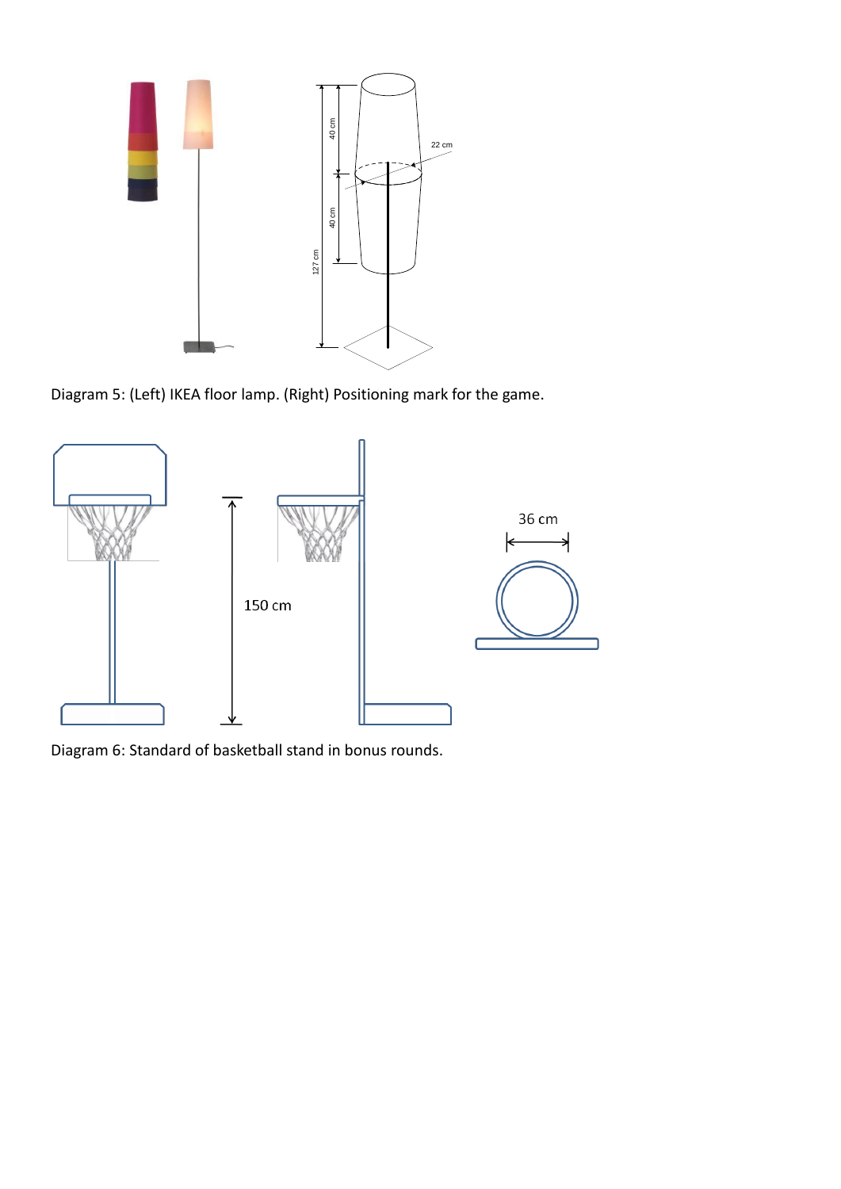40 cm

22 cm

40 cm

127 cm

Diagram 5: (Left) IKEA floor lamp. (Right) Positioning mark for the game.

150 cm

36 cm

Diagram 6: Standard of basketball stand in bonus rounds.